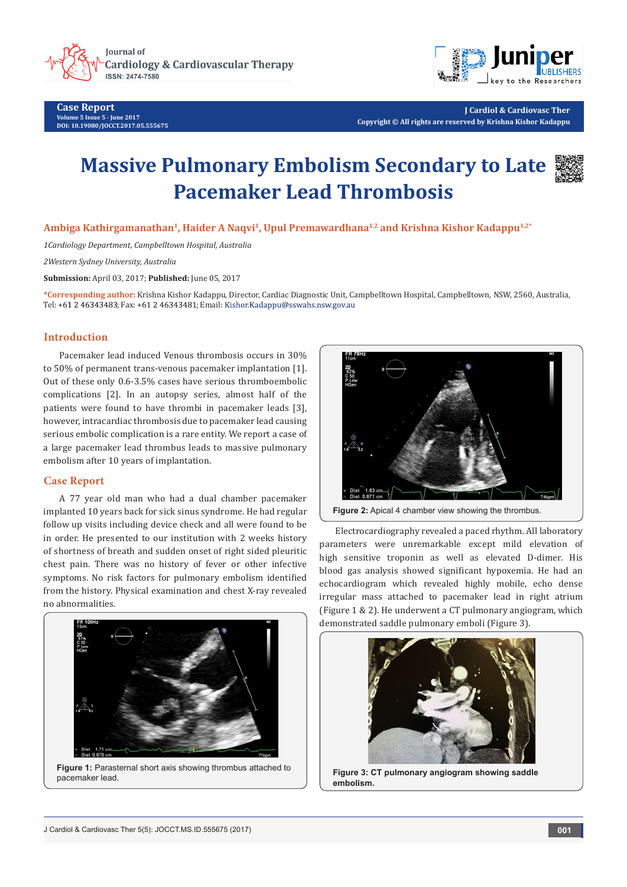# Massive Pulmonary Embolism Secondary to Late Pacemaker Lead Thrombosis

**Ambiga Kathirgamanathan[1], Haider A Naqvi[1], Upul Premawardhana[1,2] and Krishna Kishor Kadappu[1,2*]**

*1Cardiology Department, Campbelltown Hospital, Australia*

*2Western Sydney University, Australia*

**Submission:** April 03, 2017; **Published:** June 05, 2017

***Corresponding author:** Krishna Kishor Kadappu, Director, Cardiac Diagnostic Unit, Campbelltown Hospital, Campbelltown, NSW, 2560, Australia, Tel: +61 2 46343483; Fax: +61 2 46343481; Email: Kishor.Kadappu@sswahs.nsw.gov.au

## Introduction

Pacemaker lead induced Venous thrombosis occurs in 30% to 50% of permanent trans-venous pacemaker implantation [1]. Out of these only 0.6-3.5% cases have serious thromboembolic complications [2]. In an autopsy series, almost half of the patients were found to have thrombi in pacemaker leads [3], however, intracardiac thrombosis due to pacemaker lead causing serious embolic complication is a rare entity. We report a case of a large pacemaker lead thrombus leads to massive pulmonary embolism after 10 years of implantation.

## Case Report

A 77 year old man who had a dual chamber pacemaker implanted 10 years back for sick sinus syndrome. He had regular follow up visits including device check and all were found to be in order. He presented to our institution with 2 weeks history of shortness of breath and sudden onset of right sided pleuritic chest pain. There was no history of fever or other infective symptoms. No risk factors for pulmonary embolism identified from the history. Physical examination and chest X-ray revealed no abnormalities.

**Figure 1:** Parasternal short axis showing thrombus attached to pacemaker lead.

**Figure 2:** Apical 4 chamber view showing the thrombus.

Electrocardiography revealed a paced rhythm. All laboratory parameters were unremarkable except mild elevation of high sensitive troponin as well as elevated D-dimer. His blood gas analysis showed significant hypoxemia. He had an echocardiogram which revealed highly mobile, echo dense irregular mass attached to pacemaker lead in right atrium (Figure 1 & 2). He underwent a CT pulmonary angiogram, which demonstrated saddle pulmonary emboli (Figure 3).

**Figure 3: CT pulmonary angiogram showing saddle embolism.**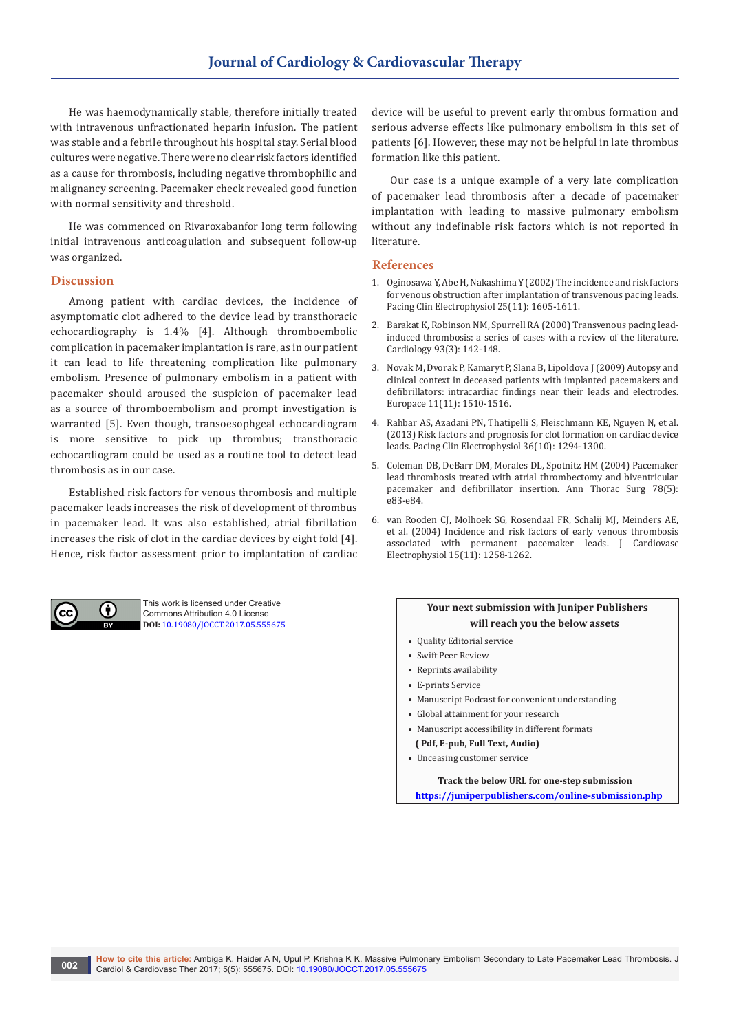He was haemodynamically stable, therefore initially treated with intravenous unfractionated heparin infusion. The patient was stable and a febrile throughout his hospital stay. Serial blood cultures were negative. There were no clear risk factors identified as a cause for thrombosis, including negative thrombophilic and malignancy screening. Pacemaker check revealed good function with normal sensitivity and threshold.

He was commenced on Rivaroxabanfor long term following initial intravenous anticoagulation and subsequent follow-up was organized.

## Discussion

Among patient with cardiac devices, the incidence of asymptomatic clot adhered to the device lead by transthoracic echocardiography is 1.4% [4]. Although thromboembolic complication in pacemaker implantation is rare, as in our patient it can lead to life threatening complication like pulmonary embolism. Presence of pulmonary embolism in a patient with pacemaker should aroused the suspicion of pacemaker lead as a source of thromboembolism and prompt investigation is warranted [5]. Even though, transoesophgeal echocardiogram is more sensitive to pick up thrombus; transthoracic echocardiogram could be used as a routine tool to detect lead thrombosis as in our case.

Established risk factors for venous thrombosis and multiple pacemaker leads increases the risk of development of thrombus in pacemaker lead. It was also established, atrial fibrillation increases the risk of clot in the cardiac devices by eight fold [4]. Hence, risk factor assessment prior to implantation of cardiac device will be useful to prevent early thrombus formation and serious adverse effects like pulmonary embolism in this set of patients [6]. However, these may not be helpful in late thrombus formation like this patient.

Our case is a unique example of a very late complication of pacemaker lead thrombosis after a decade of pacemaker implantation with leading to massive pulmonary embolism without any indefinable risk factors which is not reported in literature.

## References

1. Oginosawa Y, Abe H, Nakashima Y (2002) The incidence and risk factors for venous obstruction after implantation of transvenous pacing leads. Pacing Clin Electrophysiol 25(11): 1605-1611.
2. Barakat K, Robinson NM, Spurrell RA (2000) Transvenous pacing lead-induced thrombosis: a series of cases with a review of the literature. Cardiology 93(3): 142-148.
3. Novak M, Dvorak P, Kamaryt P, Slana B, Lipoldova J (2009) Autopsy and clinical context in deceased patients with implanted pacemakers and defibrillators: intracardiac findings near their leads and electrodes. Europace 11(11): 1510-1516.
4. Rahbar AS, Azadani PN, Thatipelli S, Fleischmann KE, Nguyen N, et al. (2013) Risk factors and prognosis for clot formation on cardiac device leads. Pacing Clin Electrophysiol 36(10): 1294-1300.
5. Coleman DB, DeBarr DM, Morales DL, Spotnitz HM (2004) Pacemaker lead thrombosis treated with atrial thrombectomy and biventricular pacemaker and defibrillator insertion. Ann Thorac Surg 78(5): e83-e84.
6. van Rooden CJ, Molhoek SG, Rosendaal FR, Schalij MJ, Meinders AE, et al. (2004) Incidence and risk factors of early venous thrombosis associated with permanent pacemaker leads. J Cardiovasc Electrophysiol 15(11): 1258-1262.

This work is licensed under Creative Commons Attribution 4.0 License
**DOI:** 10.19080/JOCCT.2017.05.555675

**Your next submission with Juniper Publishers will reach you the below assets**

- Quality Editorial service
- Swift Peer Review
- Reprints availability
- E-prints Service
- Manuscript Podcast for convenient understanding
- Global attainment for your research
- Manuscript accessibility in different formats
  **( Pdf, E-pub, Full Text, Audio)**
- Unceasing customer service

**Track the below URL for one-step submission**
**https://juniperpublishers.com/online-submission.php**

**How to cite this article:** Ambiga K, Haider A N, Upul P, Krishna K K. Massive Pulmonary Embolism Secondary to Late Pacemaker Lead Thrombosis. J Cardiol & Cardiovasc Ther 2017; 5(5): 555675. DOI: 10.19080/JOCCT.2017.05.555675